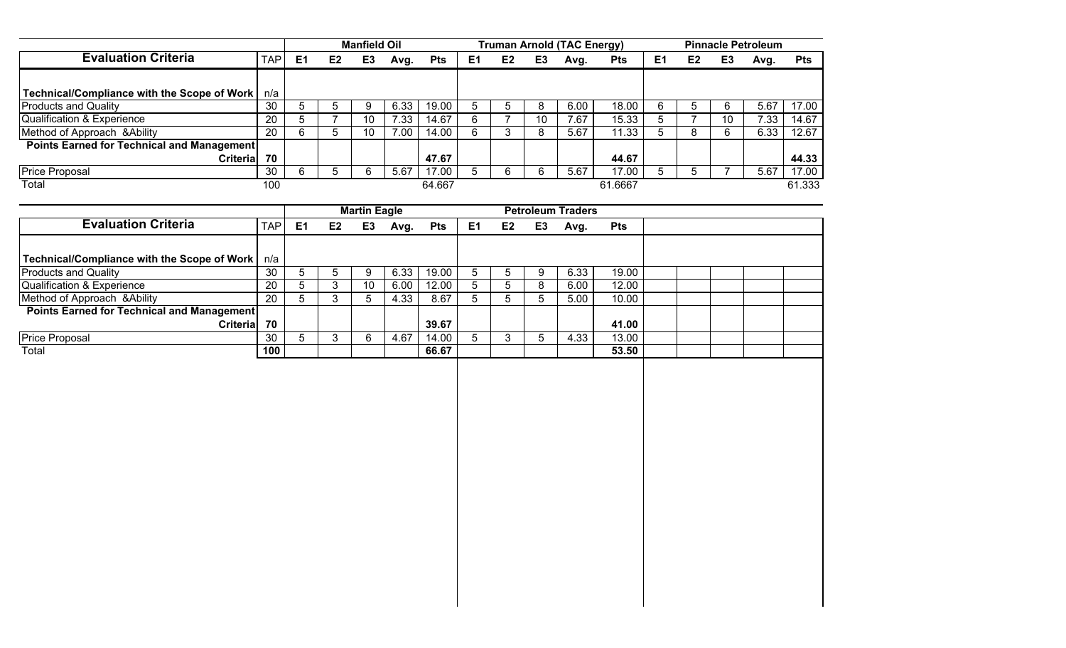| Evaluation Criteria | TAP | Manfield Oil E1 | E2 | E3 | Avg. | Pts | Truman Arnold (TAC Energy) E1 | E2 | E3 | Avg. | Pts | Pinnacle Petroleum E1 | E2 | E3 | Avg. | Pts |
|---|---|---|---|---|---|---|---|---|---|---|---|---|---|---|---|---|
| Technical/Compliance with the Scope of Work | n/a | | | | | | | | | | | | | | | |
| Products and Quality | 30 | 5 | 5 | 9 | 6.33 | 19.00 | 5 | 5 | 8 | 6.00 | 18.00 | 6 | 5 | 6 | 5.67 | 17.00 |
| Qualification & Experience | 20 | 5 | 7 | 10 | 7.33 | 14.67 | 6 | 7 | 10 | 7.67 | 15.33 | 5 | 7 | 10 | 7.33 | 14.67 |
| Method of Approach &Ability | 20 | 6 | 5 | 10 | 7.00 | 14.00 | 6 | 3 | 8 | 5.67 | 11.33 | 5 | 8 | 6 | 6.33 | 12.67 |
| **Points Earned for Technical and Management Criteria** | **70** | | | | | **47.67** | | | | | **44.67** | | | | | **44.33** |
| Price Proposal | 30 | 6 | 5 | 6 | 5.67 | 17.00 | 5 | 6 | 6 | 5.67 | 17.00 | 5 | 5 | 7 | 5.67 | 17.00 |
| Total | 100 | | | | | 64.667 | | | | | 61.6667 | | | | | 61.333 |

| Evaluation Criteria | TAP | Martin Eagle E1 | E2 | E3 | Avg. | Pts | Petroleum Traders E1 | E2 | E3 | Avg. | Pts |
|---|---|---|---|---|---|---|---|---|---|---|---|
| Technical/Compliance with the Scope of Work | n/a | | | | | | | | | | |
| Products and Quality | 30 | 5 | 5 | 9 | 6.33 | 19.00 | 5 | 5 | 9 | 6.33 | 19.00 |
| Qualification & Experience | 20 | 5 | 3 | 10 | 6.00 | 12.00 | 5 | 5 | 8 | 6.00 | 12.00 |
| Method of Approach &Ability | 20 | 5 | 3 | 5 | 4.33 | 8.67 | 5 | 5 | 5 | 5.00 | 10.00 |
| **Points Earned for Technical and Management Criteria** | **70** | | | | | **39.67** | | | | | **41.00** |
| Price Proposal | 30 | 5 | 3 | 6 | 4.67 | 14.00 | 5 | 3 | 5 | 4.33 | 13.00 |
| Total | **100** | | | | | **66.67** | | | | | **53.50** |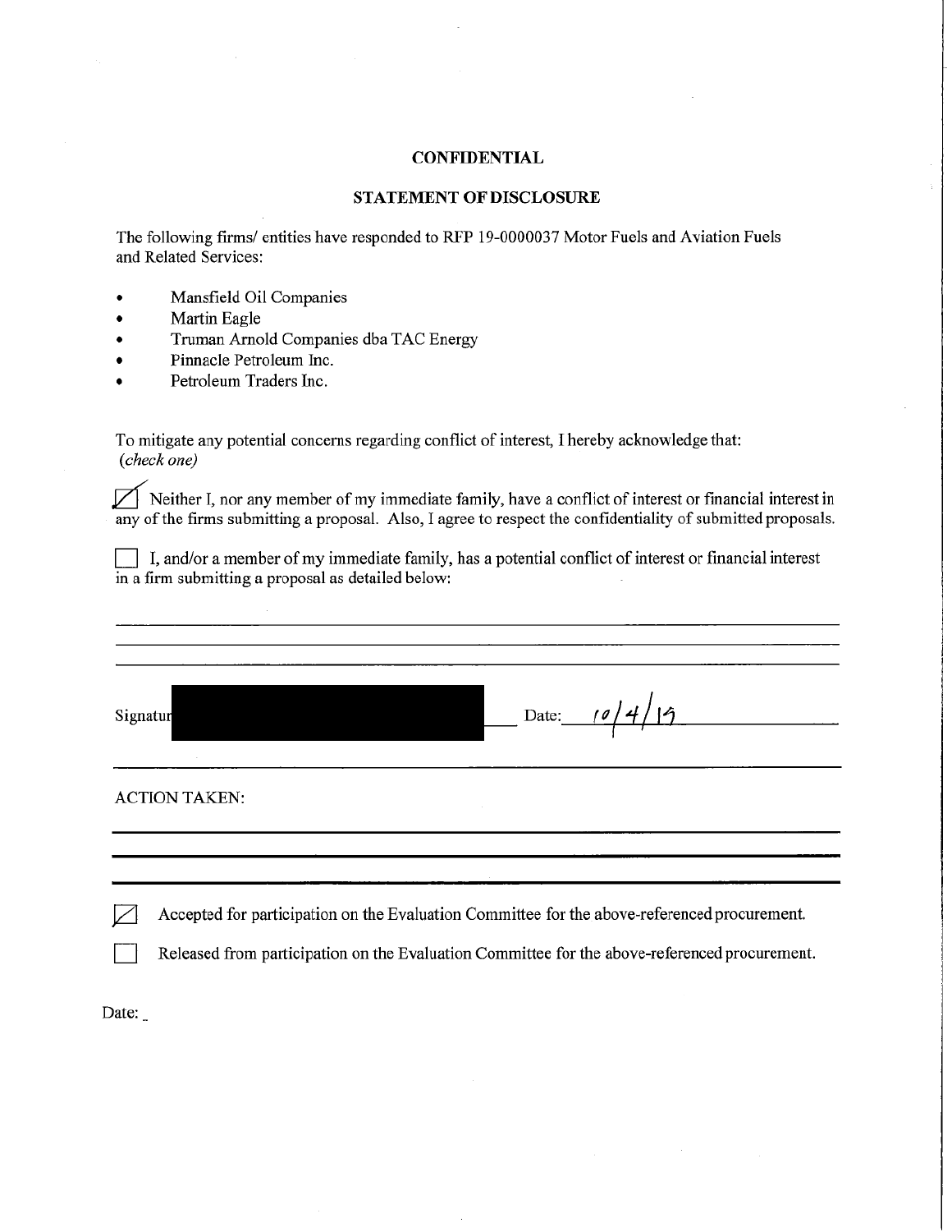**CONFIDENTIAL**

**STATEMENT OF DISCLOSURE**

The following firms/ entities have responded to RFP 19-0000037 Motor Fuels and Aviation Fuels and Related Services:

- Mansfield Oil Companies
- Martin Eagle
- Truman Arnold Companies dba TAC Energy
- Pinnacle Petroleum Inc.
- Petroleum Traders Inc.

To mitigate any potential concerns regarding conflict of interest, I hereby acknowledge that: *(check one)*

☑ Neither I, nor any member of my immediate family, have a conflict of interest or financial interest in any of the firms submitting a proposal. Also, I agree to respect the confidentiality of submitted proposals.

☐ I, and/or a member of my immediate family, has a potential conflict of interest or financial interest in a firm submitting a proposal as detailed below:

Signature: [REDACTED] Date: 10/4/19

ACTION TAKEN:

☑ Accepted for participation on the Evaluation Committee for the above-referenced procurement.

☐ Released from participation on the Evaluation Committee for the above-referenced procurement.

Date: _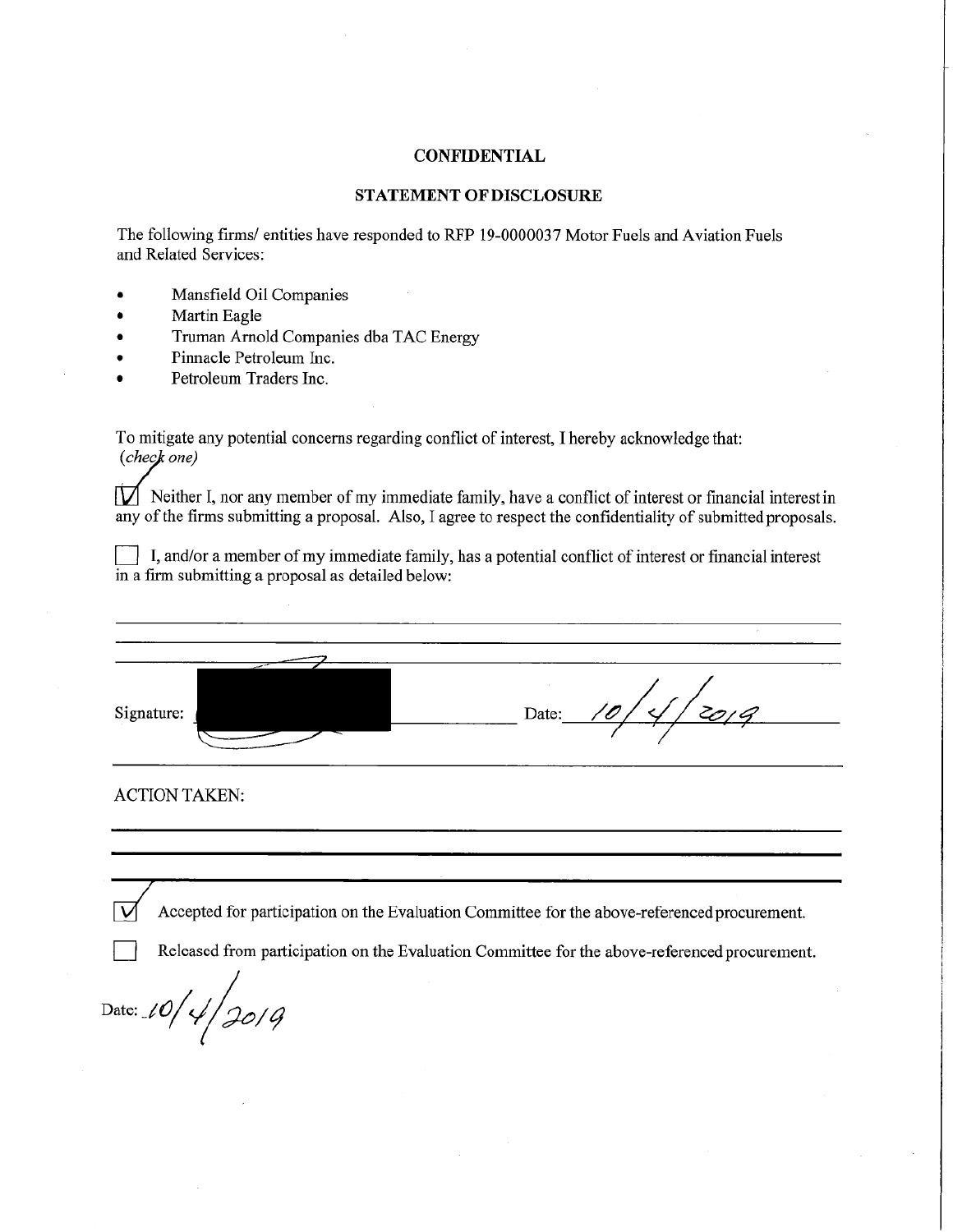**CONFIDENTIAL**

**STATEMENT OF DISCLOSURE**

The following firms/ entities have responded to RFP 19-0000037 Motor Fuels and Aviation Fuels and Related Services:

- Mansfield Oil Companies
- Martin Eagle
- Truman Arnold Companies dba TAC Energy
- Pinnacle Petroleum Inc.
- Petroleum Traders Inc.

To mitigate any potential concerns regarding conflict of interest, I hereby acknowledge that:
*(check one)*

☑ Neither I, nor any member of my immediate family, have a conflict of interest or financial interest in any of the firms submitting a proposal. Also, I agree to respect the confidentiality of submitted proposals.

☐ I, and/or a member of my immediate family, has a potential conflict of interest or financial interest in a firm submitting a proposal as detailed below:

Signature: [REDACTED] Date: 10/4/2019

ACTION TAKEN:

☑ Accepted for participation on the Evaluation Committee for the above-referenced procurement.

☐ Released from participation on the Evaluation Committee for the above-referenced procurement.

Date: 10/4/2019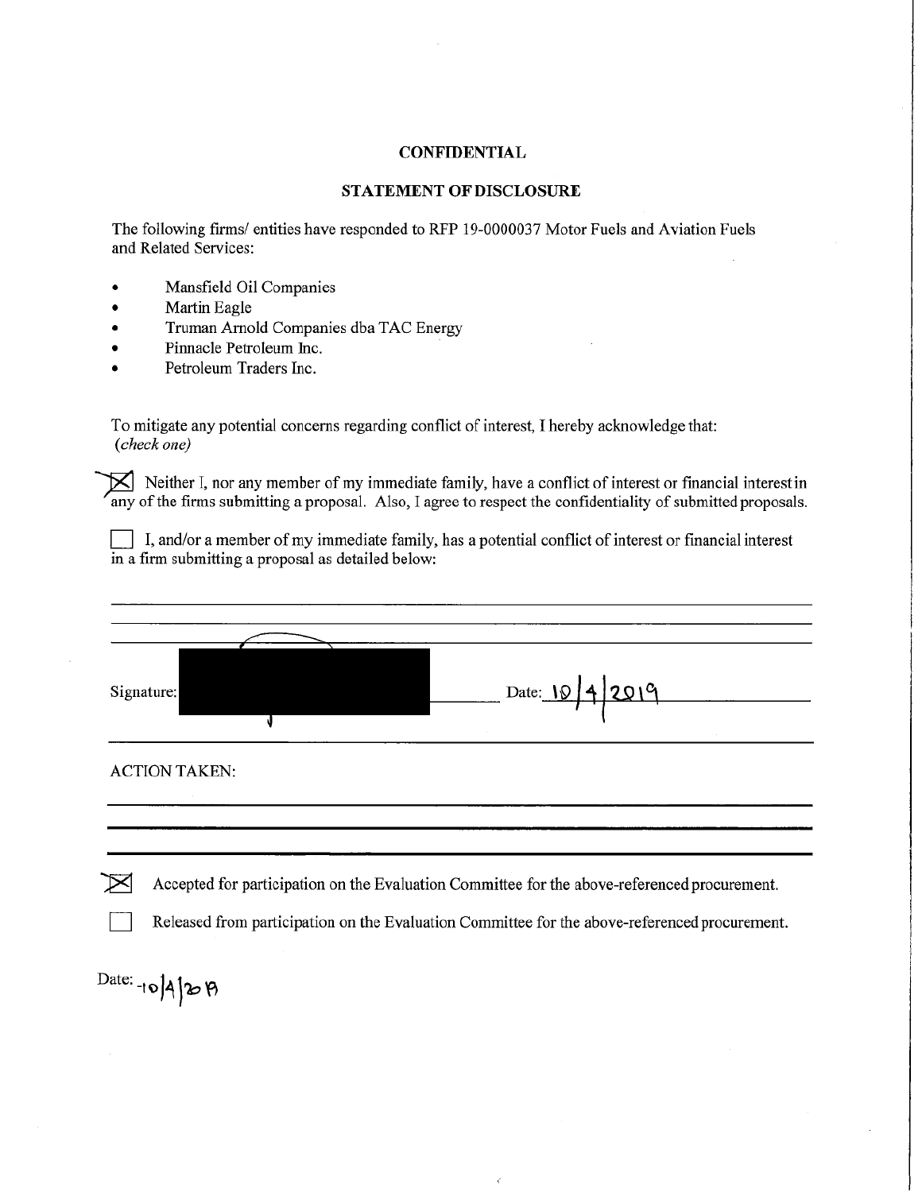**CONFIDENTIAL**

**STATEMENT OF DISCLOSURE**

The following firms/ entities have responded to RFP 19-0000037 Motor Fuels and Aviation Fuels and Related Services:

- Mansfield Oil Companies
- Martin Eagle
- Truman Arnold Companies dba TAC Energy
- Pinnacle Petroleum Inc.
- Petroleum Traders Inc.

To mitigate any potential concerns regarding conflict of interest, I hereby acknowledge that: *(check one)*

☒ Neither I, nor any member of my immediate family, have a conflict of interest or financial interest in any of the firms submitting a proposal. Also, I agree to respect the confidentiality of submitted proposals.

☐ I, and/or a member of my immediate family, has a potential conflict of interest or financial interest in a firm submitting a proposal as detailed below:

Signature: [REDACTED] Date: 10/4/2019

ACTION TAKEN:

☒ Accepted for participation on the Evaluation Committee for the above-referenced procurement.

☐ Released from participation on the Evaluation Committee for the above-referenced procurement.

Date: 10/4/2019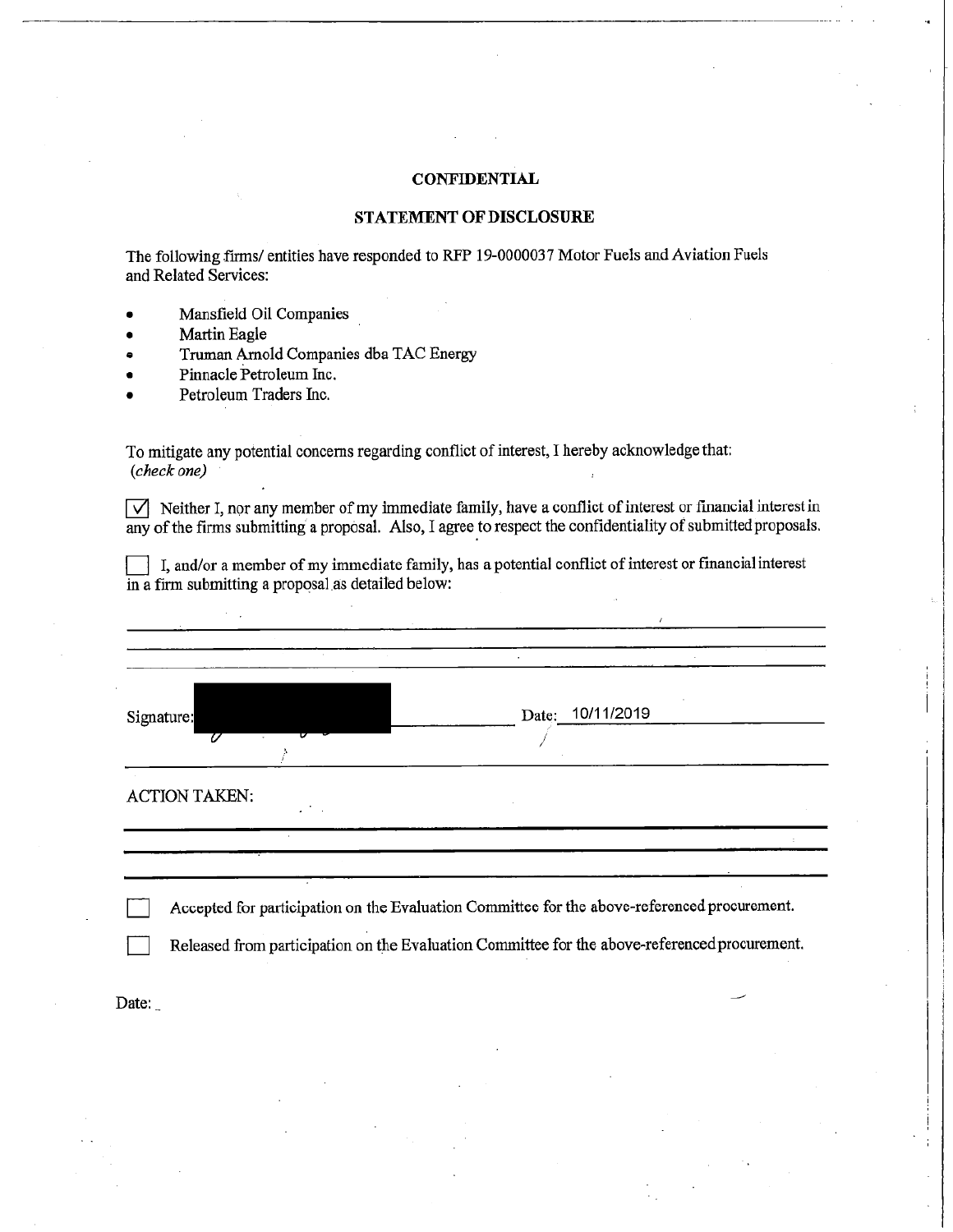**CONFIDENTIAL**

**STATEMENT OF DISCLOSURE**

The following firms/ entities have responded to RFP 19-0000037 Motor Fuels and Aviation Fuels and Related Services:

- Mansfield Oil Companies
- Martin Eagle
- Truman Arnold Companies dba TAC Energy
- Pinnacle Petroleum Inc.
- Petroleum Traders Inc.

To mitigate any potential concerns regarding conflict of interest, I hereby acknowledge that: *(check one)*

☑ Neither I, nor any member of my immediate family, have a conflict of interest or financial interest in any of the firms submitting a proposal. Also, I agree to respect the confidentiality of submitted proposals.

☐ I, and/or a member of my immediate family, has a potential conflict of interest or financial interest in a firm submitting a proposal as detailed below:

Signature: [REDACTED] Date: 10/11/2019

ACTION TAKEN:

☐ Accepted for participation on the Evaluation Committee for the above-referenced procurement.

☐ Released from participation on the Evaluation Committee for the above-referenced procurement.

Date: _